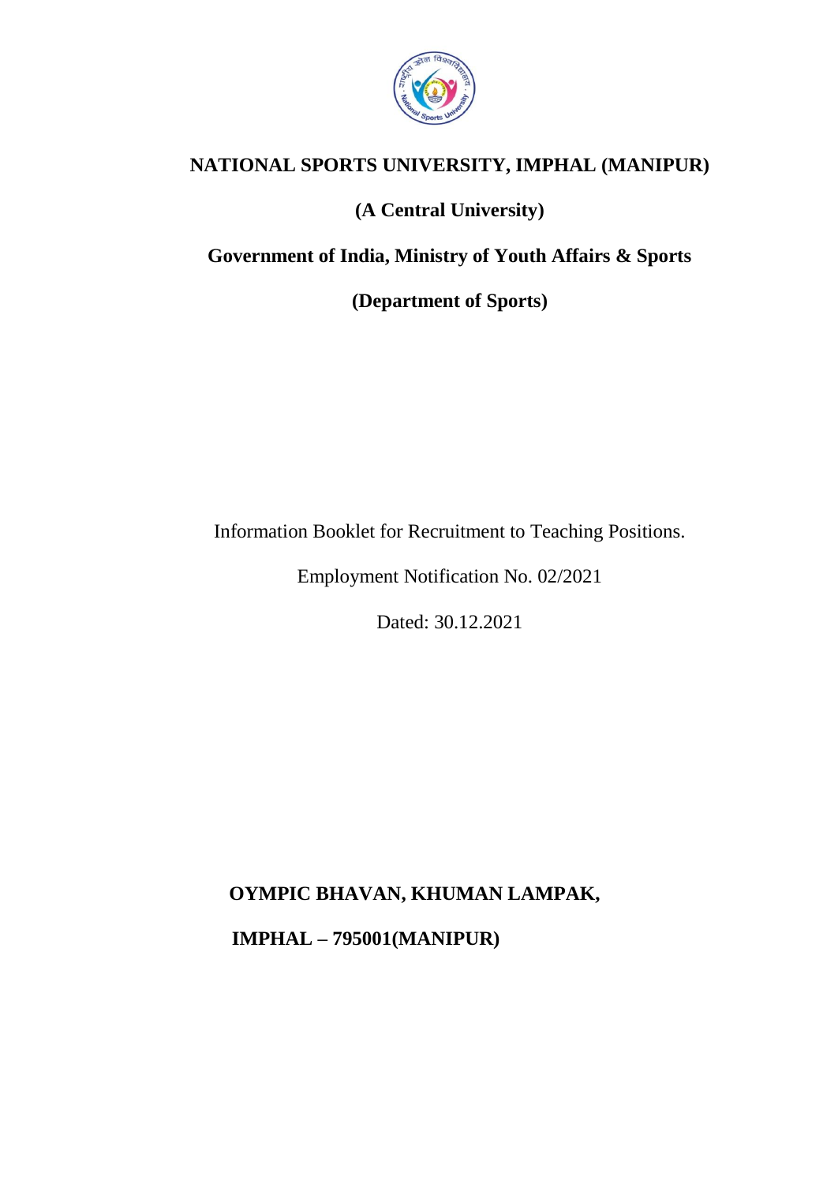# NATIONAL SPORTS UNIVERSITY, IMPHAL (MANIPUR)

## (A Central University)

## Government of India, Ministry of Youth Affairs & Sports

## (Department of Sports)

Information Booklet for Recruitment to Teaching Positions.

Employment Notification No. 02/2021

Dated: 30.12.2021

**OYMPIC BHAVAN, KHUMAN LAMPAK,**

**IMPHAL – 795001(MANIPUR)**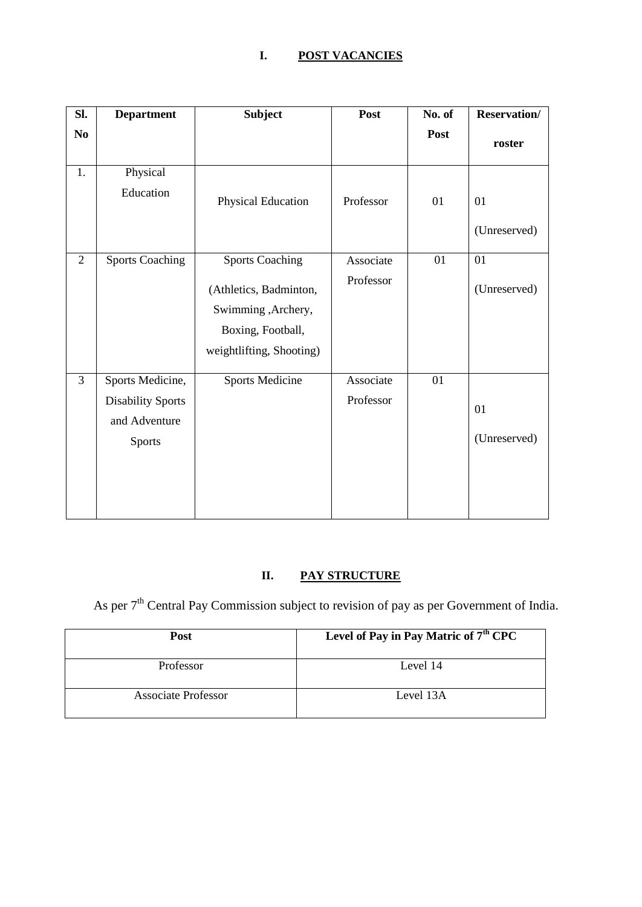## I. POST VACANCIES

| Sl. No | Department | Subject | Post | No. of Post | Reservation/ roster |
|---|---|---|---|---|---|
| 1. | Physical Education | Physical Education | Professor | 01 | 01 (Unreserved) |
| 2 | Sports Coaching | Sports Coaching (Athletics, Badminton, Swimming ,Archery, Boxing, Football, weightlifting, Shooting) | Associate Professor | 01 | 01 (Unreserved) |
| 3 | Sports Medicine, Disability Sports and Adventure Sports | Sports Medicine | Associate Professor | 01 | 01 (Unreserved) |

## II. PAY STRUCTURE

As per 7th Central Pay Commission subject to revision of pay as per Government of India.

| Post | Level of Pay in Pay Matric of 7th CPC |
|---|---|
| Professor | Level 14 |
| Associate Professor | Level 13A |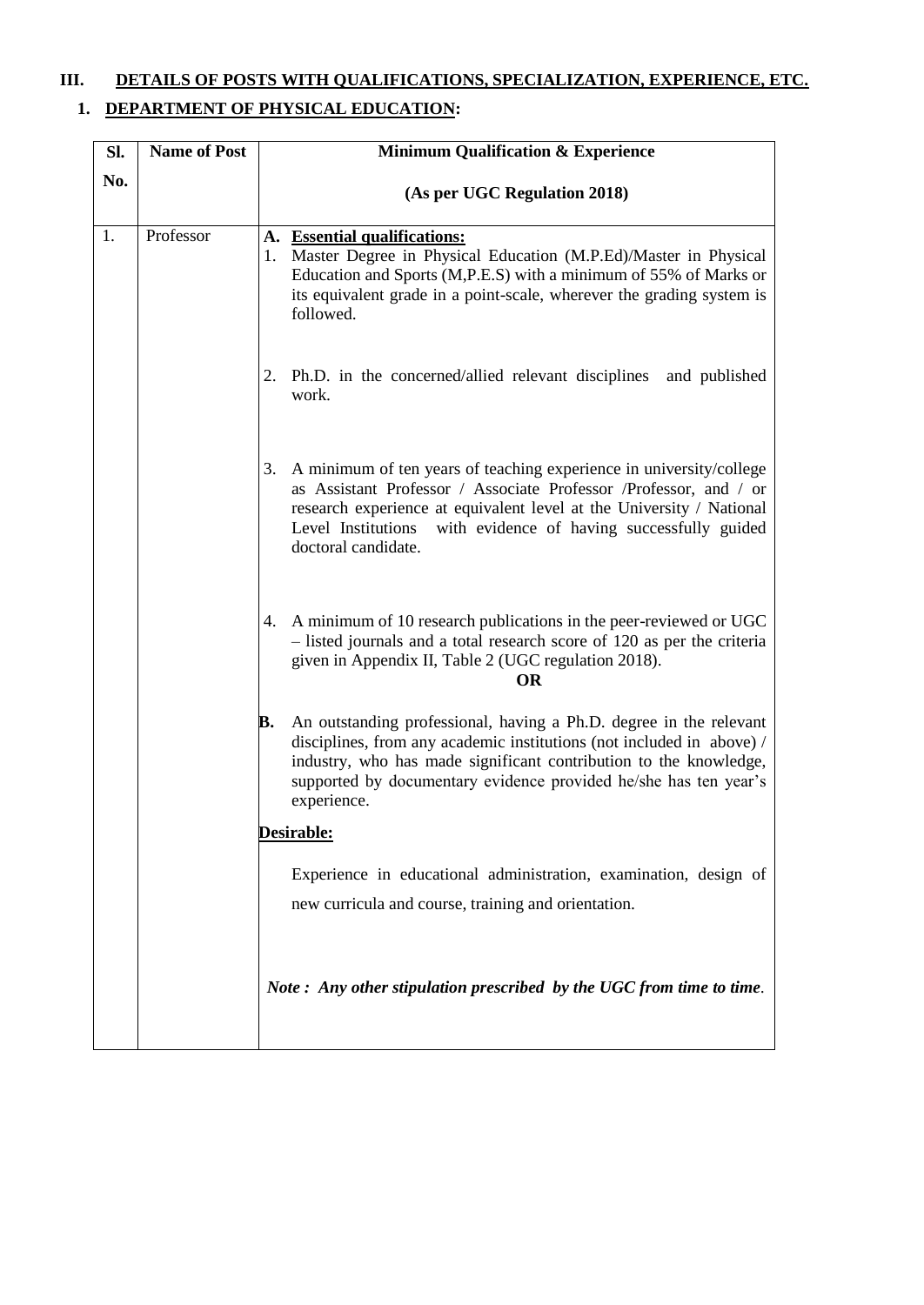## III. DETAILS OF POSTS WITH QUALIFICATIONS, SPECIALIZATION, EXPERIENCE, ETC.

### 1. DEPARTMENT OF PHYSICAL EDUCATION:

| Sl. No. | Name of Post | Minimum Qualification & Experience (As per UGC Regulation 2018) |
|---|---|---|
| 1. | Professor | **A. Essential qualifications:**<br>1. Master Degree in Physical Education (M.P.Ed)/Master in Physical Education and Sports (M,P.E.S) with a minimum of 55% of Marks or its equivalent grade in a point-scale, wherever the grading system is followed.<br><br>2. Ph.D. in the concerned/allied relevant disciplines and published work.<br><br>3. A minimum of ten years of teaching experience in university/college as Assistant Professor / Associate Professor /Professor, and / or research experience at equivalent level at the University / National Level Institutions with evidence of having successfully guided doctoral candidate.<br><br>4. A minimum of 10 research publications in the peer-reviewed or UGC – listed journals and a total research score of 120 as per the criteria given in Appendix II, Table 2 (UGC regulation 2018).<br>**OR**<br>**B.** An outstanding professional, having a Ph.D. degree in the relevant disciplines, from any academic institutions (not included in above) / industry, who has made significant contribution to the knowledge, supported by documentary evidence provided he/she has ten year's experience.<br><br>**Desirable:**<br>Experience in educational administration, examination, design of new curricula and course, training and orientation.<br><br>***Note : Any other stipulation prescribed by the UGC from time to time***. |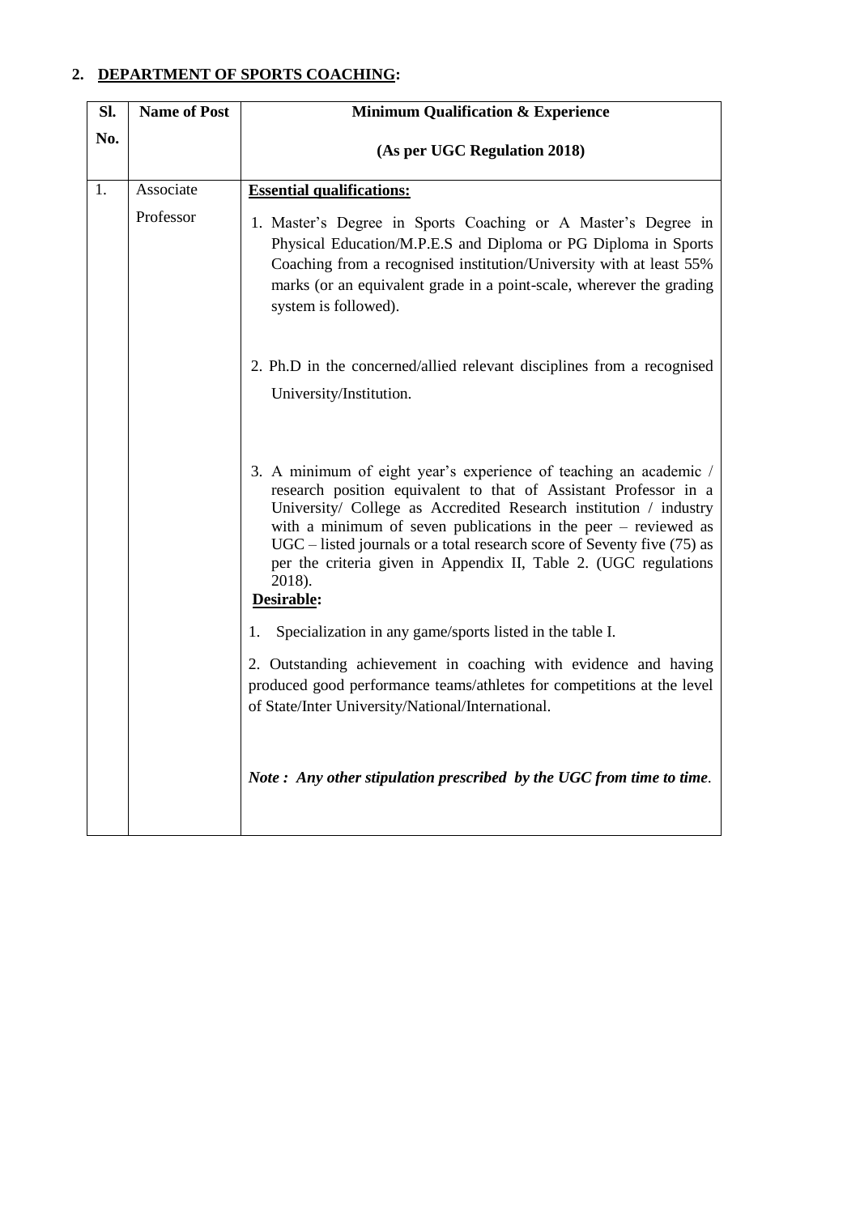## 2. DEPARTMENT OF SPORTS COACHING:

| Sl. No. | Name of Post | Minimum Qualification & Experience<br><br>(As per UGC Regulation 2018) |
|---|---|---|
| 1. | Associate Professor | **Essential qualifications:**<br><br>1. Master's Degree in Sports Coaching or A Master's Degree in Physical Education/M.P.E.S and Diploma or PG Diploma in Sports Coaching from a recognised institution/University with at least 55% marks (or an equivalent grade in a point-scale, wherever the grading system is followed).<br><br>2. Ph.D in the concerned/allied relevant disciplines from a recognised University/Institution.<br><br>3. A minimum of eight year's experience of teaching an academic / research position equivalent to that of Assistant Professor in a University/ College as Accredited Research institution / industry with a minimum of seven publications in the peer – reviewed as UGC – listed journals or a total research score of Seventy five (75) as per the criteria given in Appendix II, Table 2. (UGC regulations 2018).<br>**Desirable:**<br><br>1. Specialization in any game/sports listed in the table I.<br><br>2. Outstanding achievement in coaching with evidence and having produced good performance teams/athletes for competitions at the level of State/Inter University/National/International.<br><br>***Note : Any other stipulation prescribed by the UGC from time to time.*** |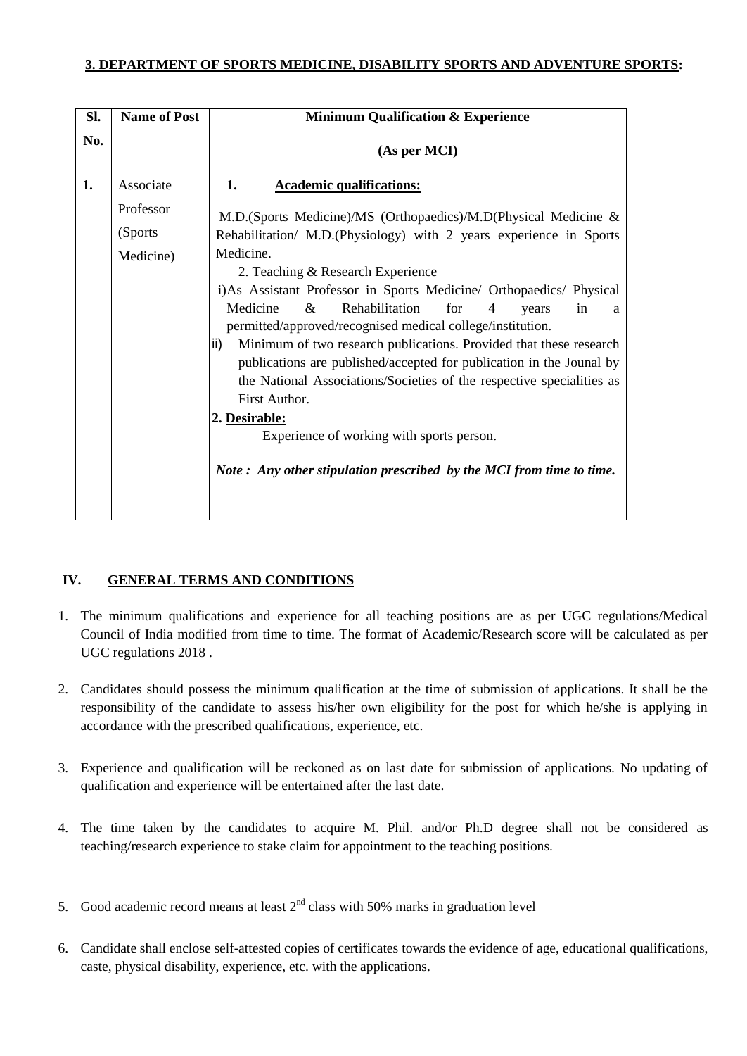### 3. DEPARTMENT OF SPORTS MEDICINE, DISABILITY SPORTS AND ADVENTURE SPORTS:

| Sl. No. | Name of Post | Minimum Qualification & Experience (As per MCI) |
|---|---|---|
| 1. | Associate Professor (Sports Medicine) | **1. Academic qualifications:**<br>M.D.(Sports Medicine)/MS (Orthopaedics)/M.D(Physical Medicine & Rehabilitation/ M.D.(Physiology) with 2 years experience in Sports Medicine.<br>2. Teaching & Research Experience<br>i)As Assistant Professor in Sports Medicine/ Orthopaedics/ Physical Medicine & Rehabilitation for 4 years in a permitted/approved/recognised medical college/institution.<br>ii) Minimum of two research publications. Provided that these research publications are published/accepted for publication in the Jounal by the National Associations/Societies of the respective specialities as First Author.<br>**2. Desirable:**<br>Experience of working with sports person.<br>***Note : Any other stipulation prescribed by the MCI from time to time.*** |

## IV. GENERAL TERMS AND CONDITIONS

1. The minimum qualifications and experience for all teaching positions are as per UGC regulations/Medical Council of India modified from time to time. The format of Academic/Research score will be calculated as per UGC regulations 2018 .

2. Candidates should possess the minimum qualification at the time of submission of applications. It shall be the responsibility of the candidate to assess his/her own eligibility for the post for which he/she is applying in accordance with the prescribed qualifications, experience, etc.

3. Experience and qualification will be reckoned as on last date for submission of applications. No updating of qualification and experience will be entertained after the last date.

4. The time taken by the candidates to acquire M. Phil. and/or Ph.D degree shall not be considered as teaching/research experience to stake claim for appointment to the teaching positions.

5. Good academic record means at least 2nd class with 50% marks in graduation level

6. Candidate shall enclose self-attested copies of certificates towards the evidence of age, educational qualifications, caste, physical disability, experience, etc. with the applications.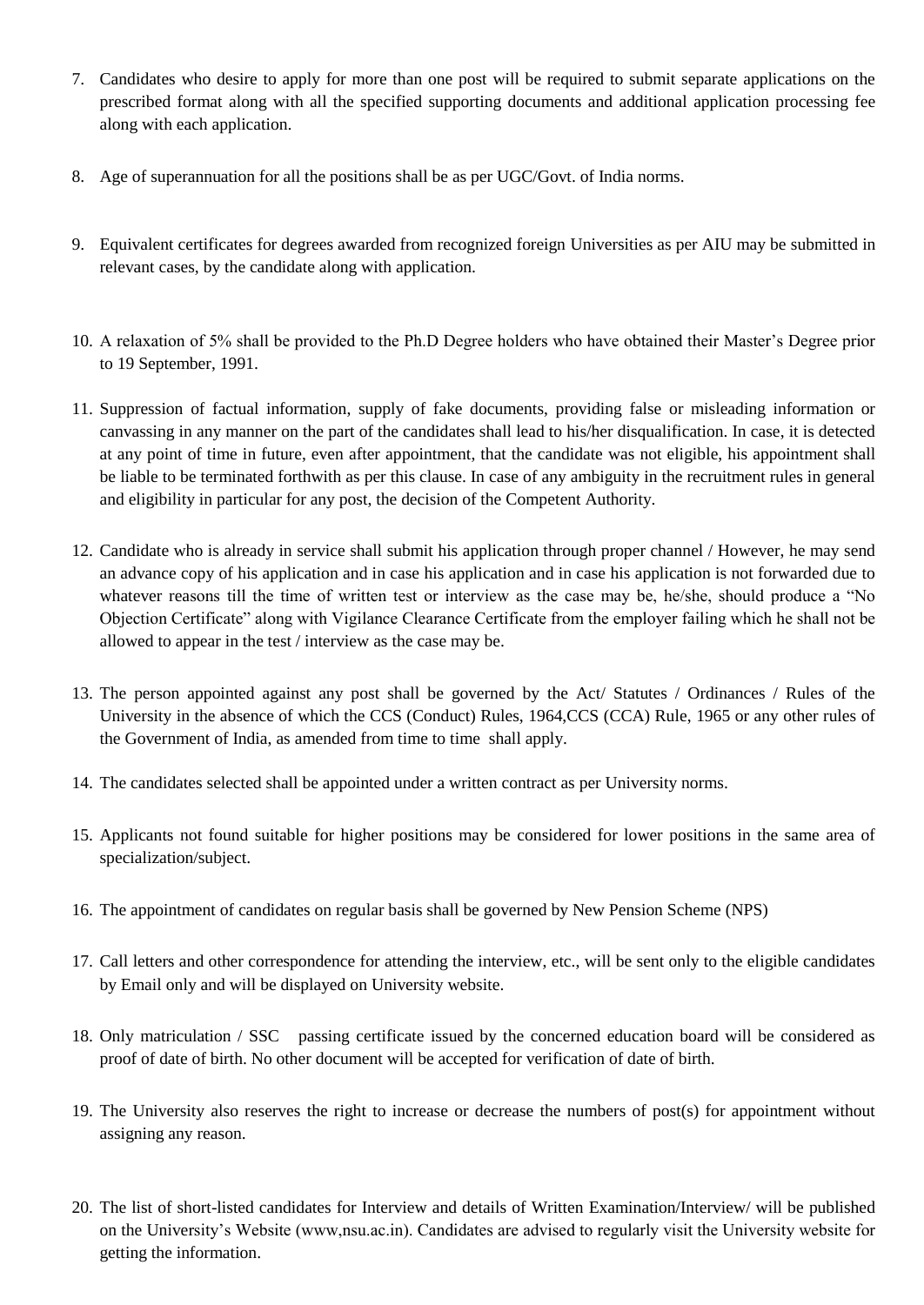7. Candidates who desire to apply for more than one post will be required to submit separate applications on the prescribed format along with all the specified supporting documents and additional application processing fee along with each application.

8. Age of superannuation for all the positions shall be as per UGC/Govt. of India norms.

9. Equivalent certificates for degrees awarded from recognized foreign Universities as per AIU may be submitted in relevant cases, by the candidate along with application.

10. A relaxation of 5% shall be provided to the Ph.D Degree holders who have obtained their Master's Degree prior to 19 September, 1991.

11. Suppression of factual information, supply of fake documents, providing false or misleading information or canvassing in any manner on the part of the candidates shall lead to his/her disqualification. In case, it is detected at any point of time in future, even after appointment, that the candidate was not eligible, his appointment shall be liable to be terminated forthwith as per this clause. In case of any ambiguity in the recruitment rules in general and eligibility in particular for any post, the decision of the Competent Authority.

12. Candidate who is already in service shall submit his application through proper channel / However, he may send an advance copy of his application and in case his application and in case his application is not forwarded due to whatever reasons till the time of written test or interview as the case may be, he/she, should produce a "No Objection Certificate" along with Vigilance Clearance Certificate from the employer failing which he shall not be allowed to appear in the test / interview as the case may be.

13. The person appointed against any post shall be governed by the Act/ Statutes / Ordinances / Rules of the University in the absence of which the CCS (Conduct) Rules, 1964,CCS (CCA) Rule, 1965 or any other rules of the Government of India, as amended from time to time shall apply.

14. The candidates selected shall be appointed under a written contract as per University norms.

15. Applicants not found suitable for higher positions may be considered for lower positions in the same area of specialization/subject.

16. The appointment of candidates on regular basis shall be governed by New Pension Scheme (NPS)

17. Call letters and other correspondence for attending the interview, etc., will be sent only to the eligible candidates by Email only and will be displayed on University website.

18. Only matriculation / SSC passing certificate issued by the concerned education board will be considered as proof of date of birth. No other document will be accepted for verification of date of birth.

19. The University also reserves the right to increase or decrease the numbers of post(s) for appointment without assigning any reason.

20. The list of short-listed candidates for Interview and details of Written Examination/Interview/ will be published on the University's Website (www,nsu.ac.in). Candidates are advised to regularly visit the University website for getting the information.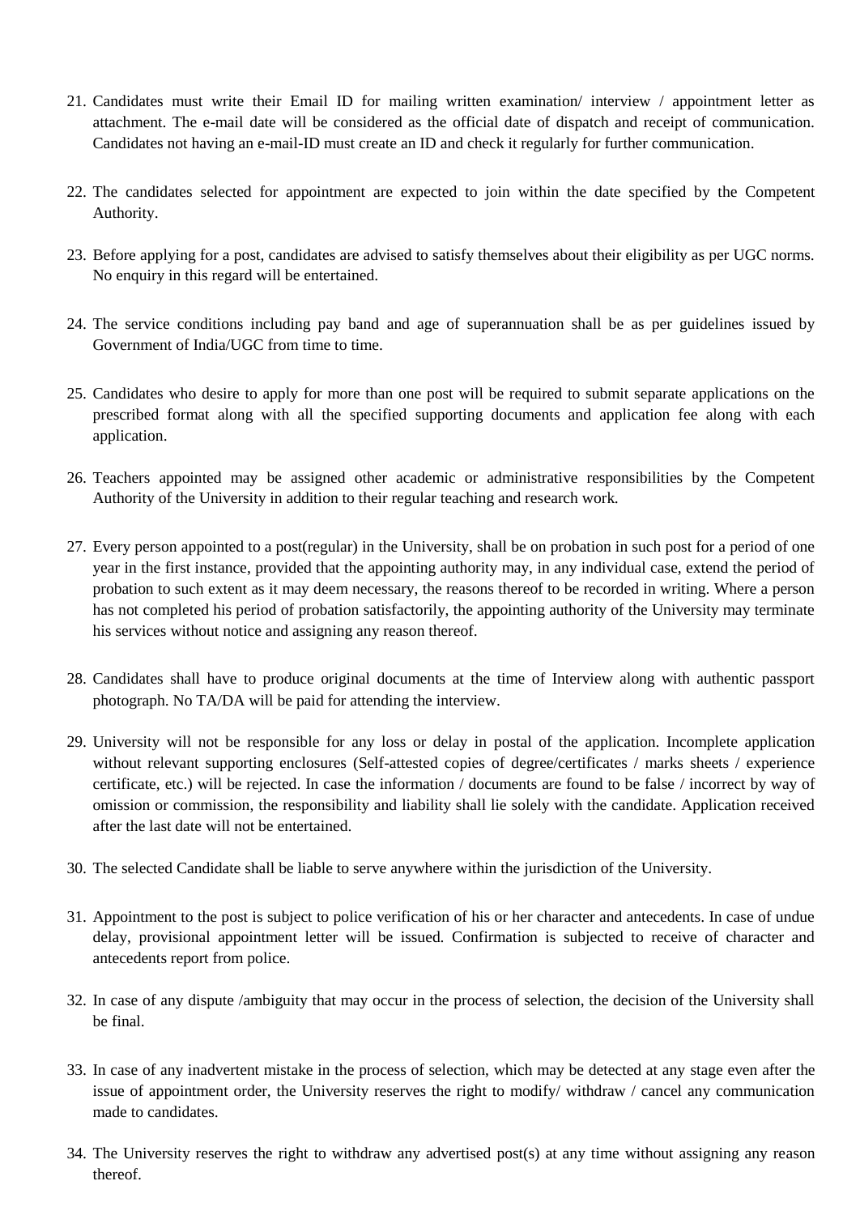21. Candidates must write their Email ID for mailing written examination/ interview / appointment letter as attachment. The e-mail date will be considered as the official date of dispatch and receipt of communication. Candidates not having an e-mail-ID must create an ID and check it regularly for further communication.

22. The candidates selected for appointment are expected to join within the date specified by the Competent Authority.

23. Before applying for a post, candidates are advised to satisfy themselves about their eligibility as per UGC norms. No enquiry in this regard will be entertained.

24. The service conditions including pay band and age of superannuation shall be as per guidelines issued by Government of India/UGC from time to time.

25. Candidates who desire to apply for more than one post will be required to submit separate applications on the prescribed format along with all the specified supporting documents and application fee along with each application.

26. Teachers appointed may be assigned other academic or administrative responsibilities by the Competent Authority of the University in addition to their regular teaching and research work.

27. Every person appointed to a post(regular) in the University, shall be on probation in such post for a period of one year in the first instance, provided that the appointing authority may, in any individual case, extend the period of probation to such extent as it may deem necessary, the reasons thereof to be recorded in writing. Where a person has not completed his period of probation satisfactorily, the appointing authority of the University may terminate his services without notice and assigning any reason thereof.

28. Candidates shall have to produce original documents at the time of Interview along with authentic passport photograph. No TA/DA will be paid for attending the interview.

29. University will not be responsible for any loss or delay in postal of the application. Incomplete application without relevant supporting enclosures (Self-attested copies of degree/certificates / marks sheets / experience certificate, etc.) will be rejected. In case the information / documents are found to be false / incorrect by way of omission or commission, the responsibility and liability shall lie solely with the candidate. Application received after the last date will not be entertained.

30. The selected Candidate shall be liable to serve anywhere within the jurisdiction of the University.

31. Appointment to the post is subject to police verification of his or her character and antecedents. In case of undue delay, provisional appointment letter will be issued. Confirmation is subjected to receive of character and antecedents report from police.

32. In case of any dispute /ambiguity that may occur in the process of selection, the decision of the University shall be final.

33. In case of any inadvertent mistake in the process of selection, which may be detected at any stage even after the issue of appointment order, the University reserves the right to modify/ withdraw / cancel any communication made to candidates.

34. The University reserves the right to withdraw any advertised post(s) at any time without assigning any reason thereof.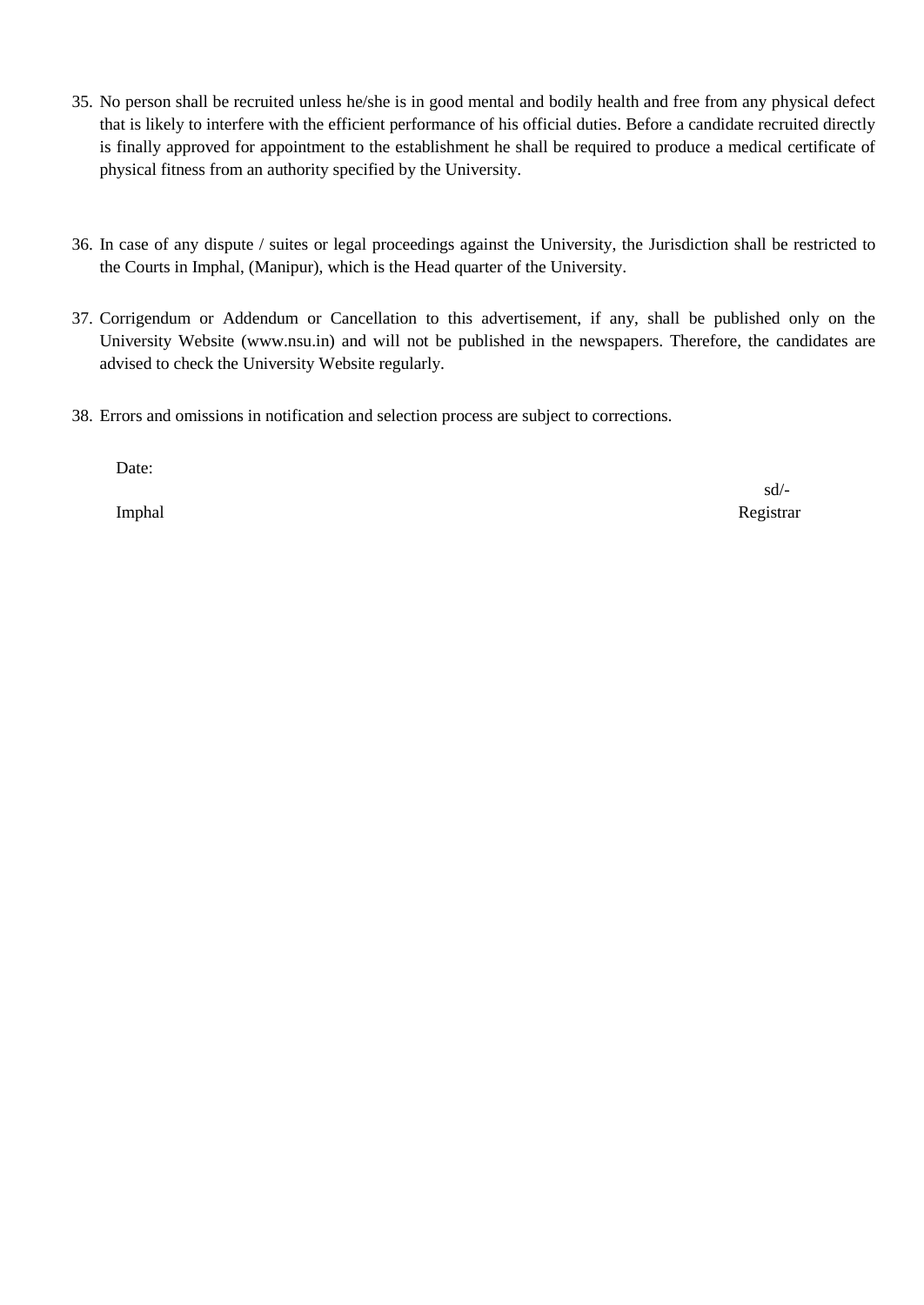35. No person shall be recruited unless he/she is in good mental and bodily health and free from any physical defect that is likely to interfere with the efficient performance of his official duties. Before a candidate recruited directly is finally approved for appointment to the establishment he shall be required to produce a medical certificate of physical fitness from an authority specified by the University.

36. In case of any dispute / suites or legal proceedings against the University, the Jurisdiction shall be restricted to the Courts in Imphal, (Manipur), which is the Head quarter of the University.

37. Corrigendum or Addendum or Cancellation to this advertisement, if any, shall be published only on the University Website (www.nsu.in) and will not be published in the newspapers. Therefore, the candidates are advised to check the University Website regularly.

38. Errors and omissions in notification and selection process are subject to corrections.

Date:

sd/-

Imphal

Registrar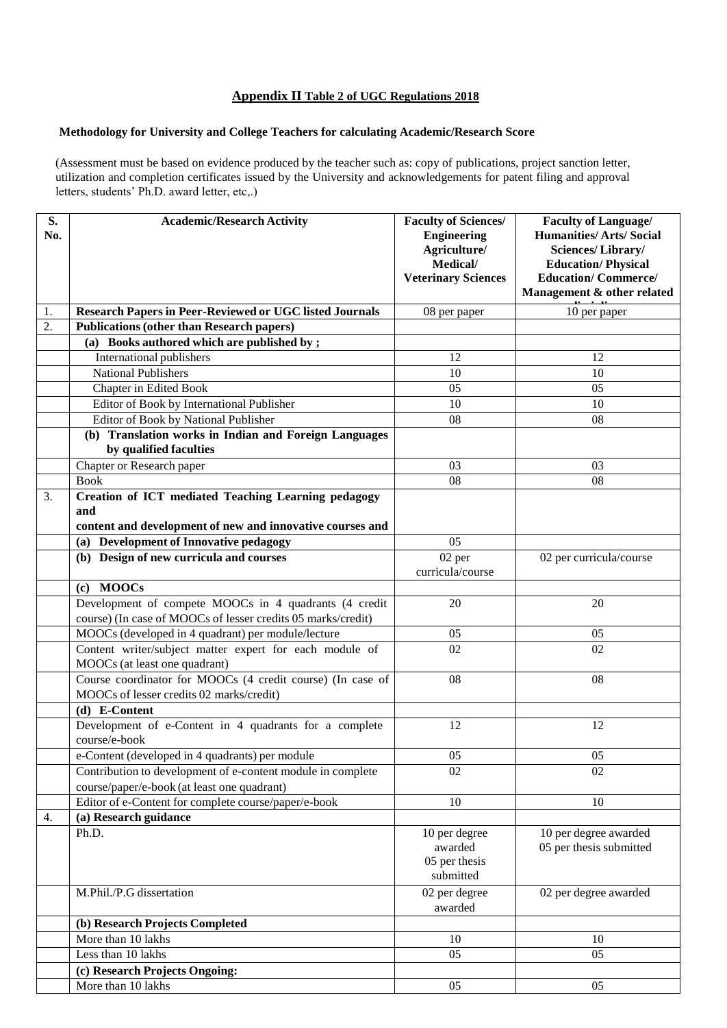## Appendix II Table 2 of UGC Regulations 2018

**Methodology for University and College Teachers for calculating Academic/Research Score**

(Assessment must be based on evidence produced by the teacher such as: copy of publications, project sanction letter, utilization and completion certificates issued by the University and acknowledgements for patent filing and approval letters, students' Ph.D. award letter, etc,.)

| S. No. | Academic/Research Activity | Faculty of Sciences/ Engineering Agriculture/ Medical/ Veterinary Sciences | Faculty of Language/ Humanities/ Arts/ Social Sciences/ Library/ Education/ Physical Education/ Commerce/ Management & other related disciplines |
|---|---|---|---|
| 1. | **Research Papers in Peer-Reviewed or UGC listed Journals** | 08 per paper | 10 per paper |
| 2. | **Publications (other than Research papers)** | | |
| | **(a) Books authored which are published by ;** | | |
| | International publishers | 12 | 12 |
| | National Publishers | 10 | 10 |
| | Chapter in Edited Book | 05 | 05 |
| | Editor of Book by International Publisher | 10 | 10 |
| | Editor of Book by National Publisher | 08 | 08 |
| | **(b) Translation works in Indian and Foreign Languages by qualified faculties** | | |
| | Chapter or Research paper | 03 | 03 |
| | Book | 08 | 08 |
| 3. | **Creation of ICT mediated Teaching Learning pedagogy and content and development of new and innovative courses and** | | |
| | **(a) Development of Innovative pedagogy** | 05 | |
| | **(b) Design of new curricula and courses** | 02 per curricula/course | 02 per curricula/course |
| | **(c) MOOCs** | | |
| | Development of compete MOOCs in 4 quadrants (4 credit course) (In case of MOOCs of lesser credits 05 marks/credit) | 20 | 20 |
| | MOOCs (developed in 4 quadrant) per module/lecture | 05 | 05 |
| | Content writer/subject matter expert for each module of MOOCs (at least one quadrant) | 02 | 02 |
| | Course coordinator for MOOCs (4 credit course) (In case of MOOCs of lesser credits 02 marks/credit) | 08 | 08 |
| | **(d) E-Content** | | |
| | Development of e-Content in 4 quadrants for a complete course/e-book | 12 | 12 |
| | e-Content (developed in 4 quadrants) per module | 05 | 05 |
| | Contribution to development of e-content module in complete course/paper/e-book (at least one quadrant) | 02 | 02 |
| | Editor of e-Content for complete course/paper/e-book | 10 | 10 |
| 4. | **(a) Research guidance** | | |
| | Ph.D. | 10 per degree awarded 05 per thesis submitted | 10 per degree awarded 05 per thesis submitted |
| | M.Phil./P.G dissertation | 02 per degree awarded | 02 per degree awarded |
| | **(b) Research Projects Completed** | | |
| | More than 10 lakhs | 10 | 10 |
| | Less than 10 lakhs | 05 | 05 |
| | **(c) Research Projects Ongoing:** | | |
| | More than 10 lakhs | 05 | 05 |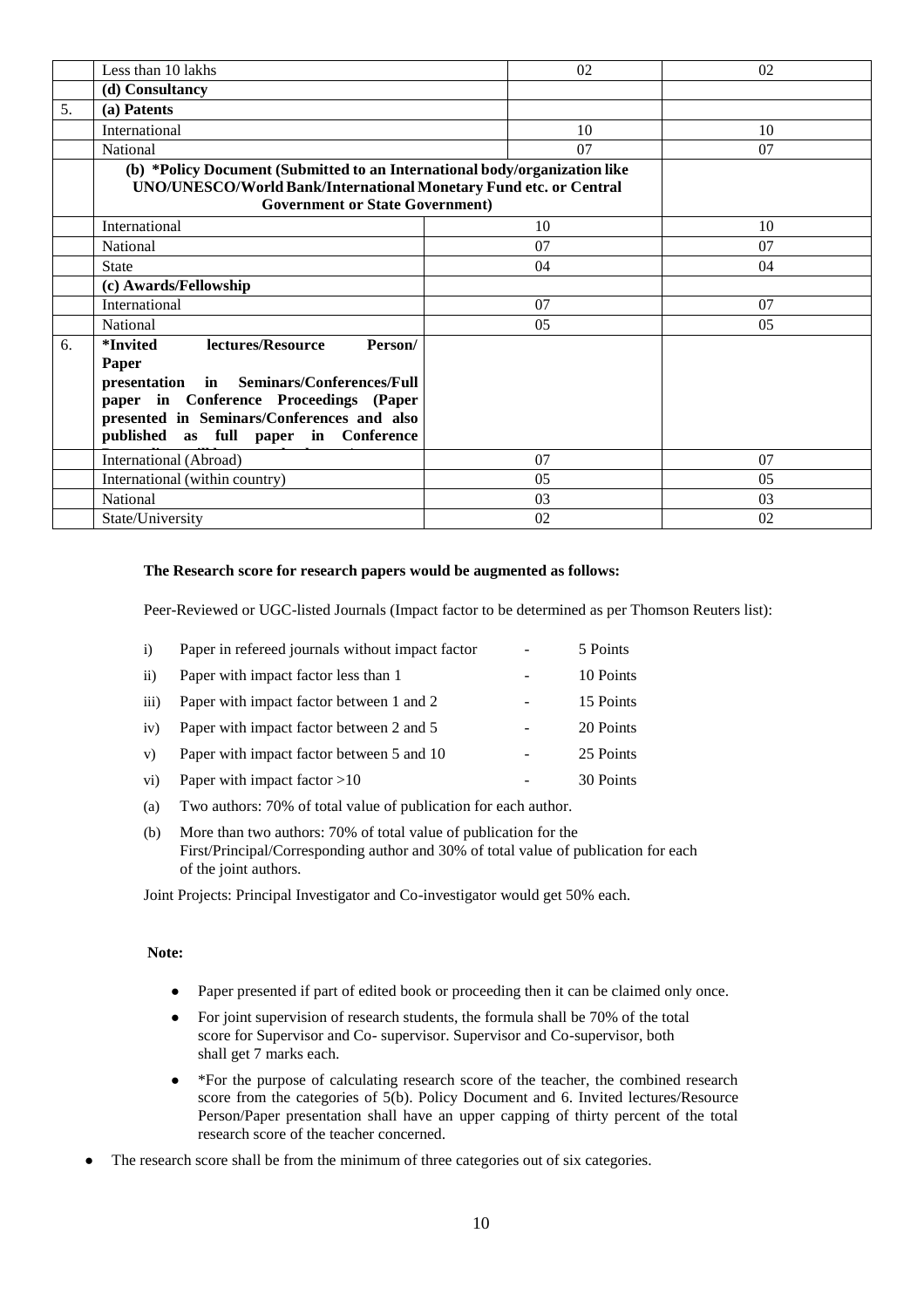| | | | |
|---|---|---|---|
| | Less than 10 lakhs | 02 | 02 |
| | **(d) Consultancy** | | |
| 5. | **(a) Patents** | | |
| | International | 10 | 10 |
| | National | 07 | 07 |
| | **(b) *Policy Document (Submitted to an International body/organization like UNO/UNESCO/World Bank/International Monetary Fund etc. or Central Government or State Government)** | | |
| | International | 10 | 10 |
| | National | 07 | 07 |
| | State | 04 | 04 |
| | **(c) Awards/Fellowship** | | |
| | International | 07 | 07 |
| | National | 05 | 05 |
| 6. | ***Invited lectures/Resource Person/ Paper presentation in Seminars/Conferences/Full paper in Conference Proceedings (Paper presented in Seminars/Conferences and also published as full paper in Conference** | | |
| | International (Abroad) | 07 | 07 |
| | International (within country) | 05 | 05 |
| | National | 03 | 03 |
| | State/University | 02 | 02 |

**The Research score for research papers would be augmented as follows:**

Peer-Reviewed or UGC-listed Journals (Impact factor to be determined as per Thomson Reuters list):

| | | | |
|---|---|---|---|
| i) | Paper in refereed journals without impact factor | - | 5 Points |
| ii) | Paper with impact factor less than 1 | - | 10 Points |
| iii) | Paper with impact factor between 1 and 2 | - | 15 Points |
| iv) | Paper with impact factor between 2 and 5 | - | 20 Points |
| v) | Paper with impact factor between 5 and 10 | - | 25 Points |
| vi) | Paper with impact factor >10 | - | 30 Points |

(a) Two authors: 70% of total value of publication for each author.

(b) More than two authors: 70% of total value of publication for the First/Principal/Corresponding author and 30% of total value of publication for each of the joint authors.

Joint Projects: Principal Investigator and Co-investigator would get 50% each.

**Note:**

- Paper presented if part of edited book or proceeding then it can be claimed only once.
- For joint supervision of research students, the formula shall be 70% of the total score for Supervisor and Co- supervisor. Supervisor and Co-supervisor, both shall get 7 marks each.
- *For the purpose of calculating research score of the teacher, the combined research score from the categories of 5(b). Policy Document and 6. Invited lectures/Resource Person/Paper presentation shall have an upper capping of thirty percent of the total research score of the teacher concerned.

- The research score shall be from the minimum of three categories out of six categories.